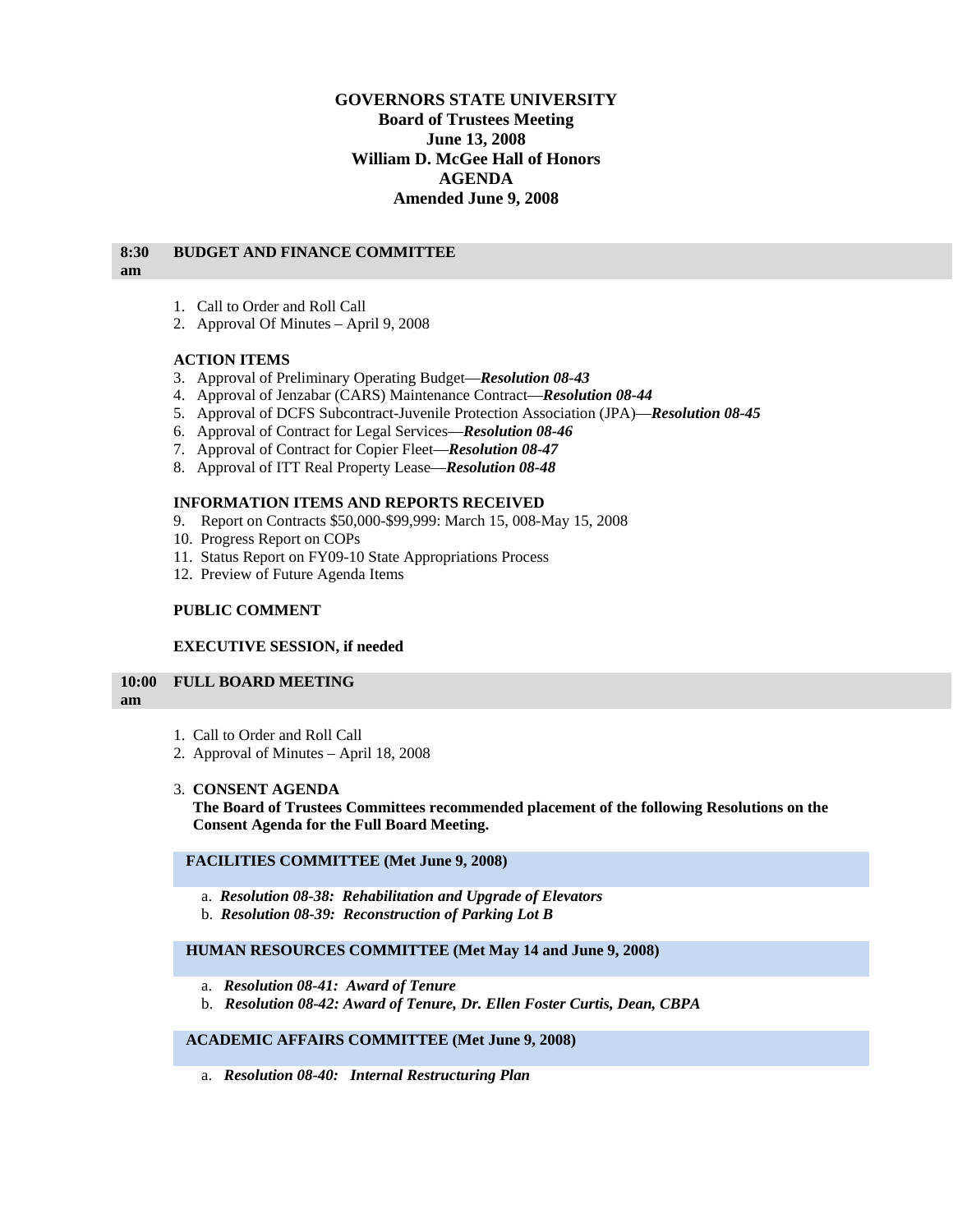# GOVERNORS STATE UNIVERSITY

**Board of Trustees Meeting**
**June 13, 2008**
**William D. McGee Hall of Honors**
**AGENDA**
**Amended June 9, 2008**

## 8:30 am BUDGET AND FINANCE COMMITTEE

1. Call to Order and Roll Call
2. Approval Of Minutes – April 9, 2008

**ACTION ITEMS**

3. Approval of Preliminary Operating Budget—***Resolution 08-43***
4. Approval of Jenzabar (CARS) Maintenance Contract—***Resolution 08-44***
5. Approval of DCFS Subcontract-Juvenile Protection Association (JPA)—***Resolution 08-45***
6. Approval of Contract for Legal Services—***Resolution 08-46***
7. Approval of Contract for Copier Fleet—***Resolution 08-47***
8. Approval of ITT Real Property Lease—***Resolution 08-48***

**INFORMATION ITEMS AND REPORTS RECEIVED**

9. Report on Contracts $50,000-$99,999: March 15, 008-May 15, 2008
10. Progress Report on COPs
11. Status Report on FY09-10 State Appropriations Process
12. Preview of Future Agenda Items

**PUBLIC COMMENT**

**EXECUTIVE SESSION, if needed**

## 10:00 am FULL BOARD MEETING

1. Call to Order and Roll Call
2. Approval of Minutes – April 18, 2008
3. **CONSENT AGENDA**
   **The Board of Trustees Committees recommended placement of the following Resolutions on the Consent Agenda for the Full Board Meeting.**

### FACILITIES COMMITTEE (Met June 9, 2008)

a. ***Resolution 08-38: Rehabilitation and Upgrade of Elevators***
b. ***Resolution 08-39: Reconstruction of Parking Lot B***

### HUMAN RESOURCES COMMITTEE (Met May 14 and June 9, 2008)

a. ***Resolution 08-41: Award of Tenure***
b. ***Resolution 08-42: Award of Tenure, Dr. Ellen Foster Curtis, Dean, CBPA***

### ACADEMIC AFFAIRS COMMITTEE (Met June 9, 2008)

a. ***Resolution 08-40: Internal Restructuring Plan***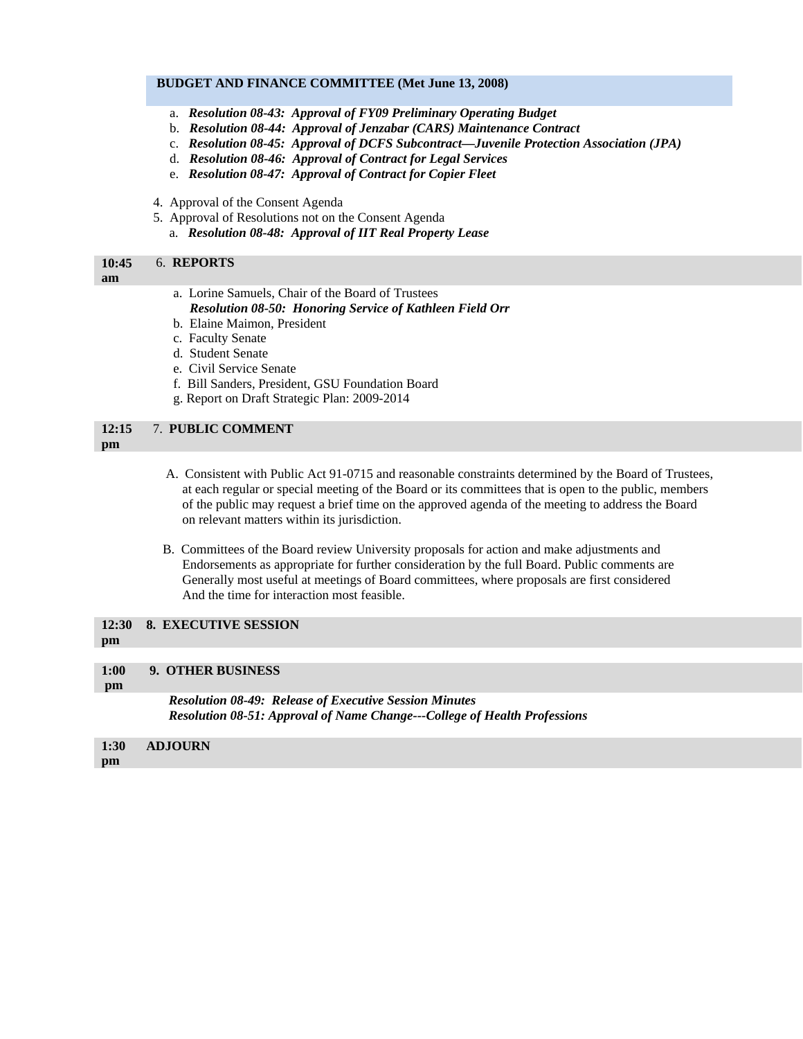**BUDGET AND FINANCE COMMITTEE (Met June 13, 2008)**

a. ***Resolution 08-43: Approval of FY09 Preliminary Operating Budget***
b. ***Resolution 08-44: Approval of Jenzabar (CARS) Maintenance Contract***
c. ***Resolution 08-45: Approval of DCFS Subcontract—Juvenile Protection Association (JPA)***
d. ***Resolution 08-46: Approval of Contract for Legal Services***
e. ***Resolution 08-47: Approval of Contract for Copier Fleet***

4. Approval of the Consent Agenda
5. Approval of Resolutions not on the Consent Agenda
   a. ***Resolution 08-48: Approval of IIT Real Property Lease***

**10:45 am** 6. **REPORTS**

a. Lorine Samuels, Chair of the Board of Trustees
   ***Resolution 08-50: Honoring Service of Kathleen Field Orr***
b. Elaine Maimon, President
c. Faculty Senate
d. Student Senate
e. Civil Service Senate
f. Bill Sanders, President, GSU Foundation Board
g. Report on Draft Strategic Plan: 2009-2014

**12:15 pm** 7. **PUBLIC COMMENT**

A. Consistent with Public Act 91-0715 and reasonable constraints determined by the Board of Trustees, at each regular or special meeting of the Board or its committees that is open to the public, members of the public may request a brief time on the approved agenda of the meeting to address the Board on relevant matters within its jurisdiction.

B. Committees of the Board review University proposals for action and make adjustments and Endorsements as appropriate for further consideration by the full Board. Public comments are Generally most useful at meetings of Board committees, where proposals are first considered And the time for interaction most feasible.

**12:30 pm** **8. EXECUTIVE SESSION**

**1:00 pm** **9. OTHER BUSINESS**

***Resolution 08-49: Release of Executive Session Minutes***
***Resolution 08-51: Approval of Name Change---College of Health Professions***

**1:30 pm** **ADJOURN**